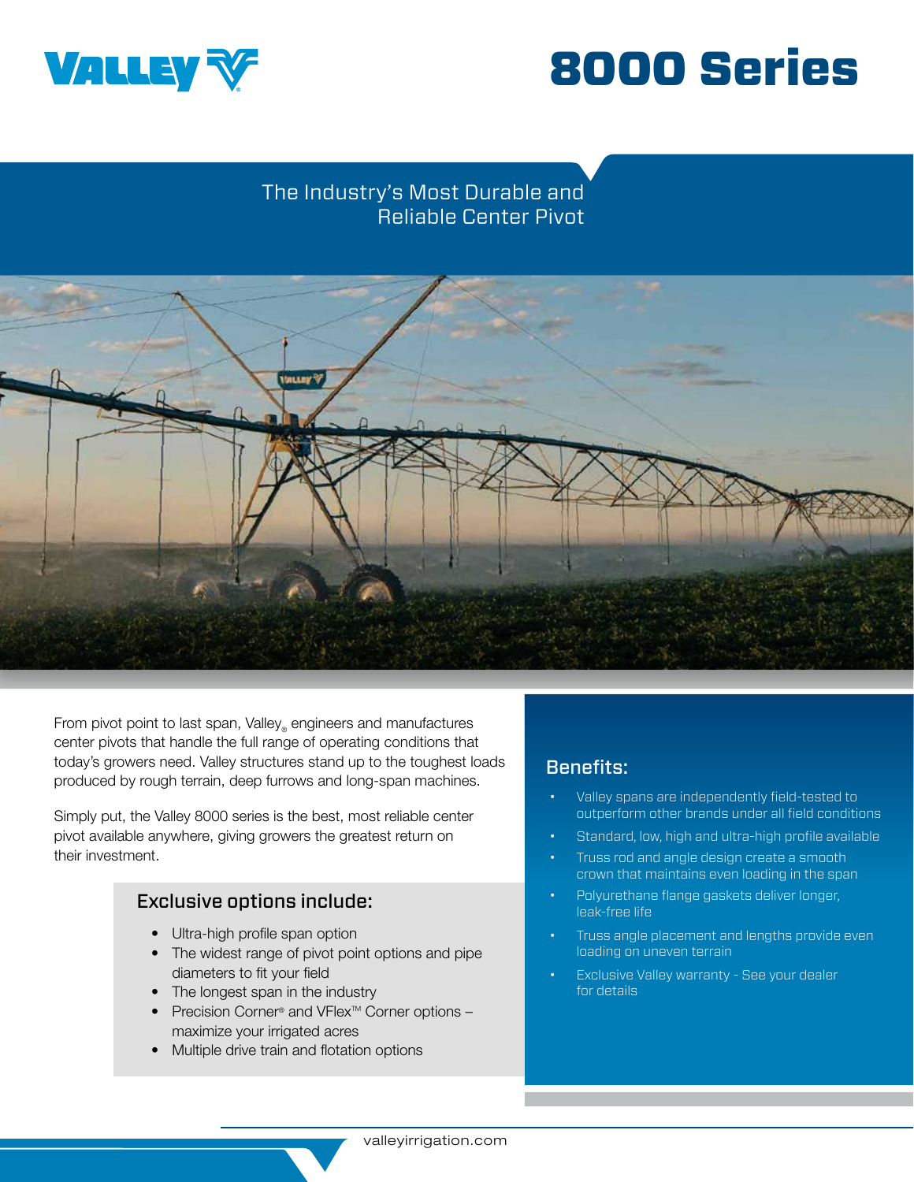# 8000 Series

## The Industry's Most Durable and Reliable Center Pivot

From pivot point to last span, Valley® engineers and manufactures center pivots that handle the full range of operating conditions that today's growers need. Valley structures stand up to the toughest loads produced by rough terrain, deep furrows and long-span machines.

Simply put, the Valley 8000 series is the best, most reliable center pivot available anywhere, giving growers the greatest return on their investment.

### Exclusive options include:

- Ultra-high profile span option
- The widest range of pivot point options and pipe diameters to fit your field
- The longest span in the industry
- Precision Corner® and VFlex™ Corner options – maximize your irrigated acres
- Multiple drive train and flotation options

### Benefits:

- Valley spans are independently field-tested to outperform other brands under all field conditions
- Standard, low, high and ultra-high profile available
- Truss rod and angle design create a smooth crown that maintains even loading in the span
- Polyurethane flange gaskets deliver longer, leak-free life
- Truss angle placement and lengths provide even loading on uneven terrain
- Exclusive Valley warranty - See your dealer for details

valleyirrigation.com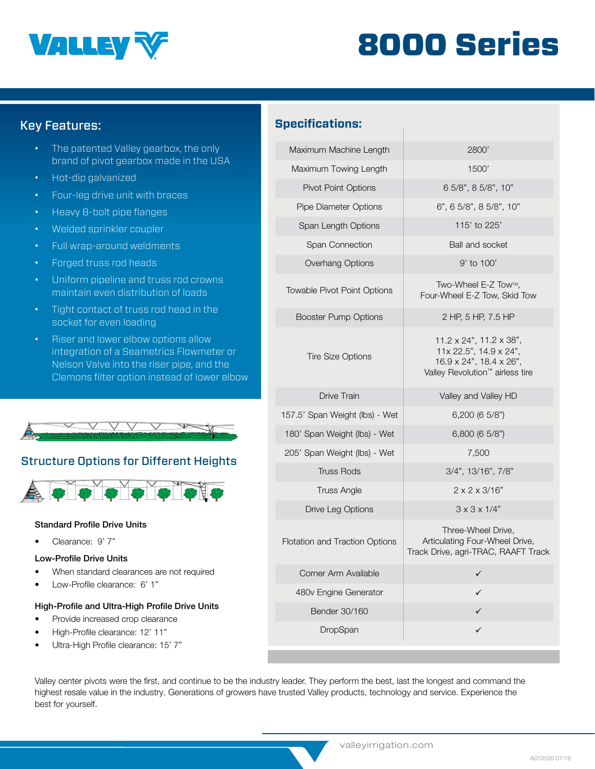# 8000 Series

## Key Features:

- The patented Valley gearbox, the only brand of pivot gearbox made in the USA
- Hot-dip galvanized
- Four-leg drive unit with braces
- Heavy 8-bolt pipe flanges
- Welded sprinkler coupler
- Full wrap-around weldments
- Forged truss rod heads
- Uniform pipeline and truss rod crowns maintain even distribution of loads
- Tight contact of truss rod head in the socket for even loading
- Riser and lower elbow options allow integration of a Seametrics Flowmeter or Nelson Valve into the riser pipe, and the Clemons filter option instead of lower elbow

## Structure Options for Different Heights

**Standard Profile Drive Units**

- Clearance: 9' 7"

**Low-Profile Drive Units**

- When standard clearances are not required
- Low-Profile clearance: 6' 1"

**High-Profile and Ultra-High Profile Drive Units**

- Provide increased crop clearance
- High-Profile clearance: 12' 11"
- Ultra-High Profile clearance: 15' 7"

## Specifications:

| | |
|---|---|
| Maximum Machine Length | 2800' |
| Maximum Towing Length | 1500' |
| Pivot Point Options | 6 5/8", 8 5/8", 10" |
| Pipe Diameter Options | 6", 6 5/8", 8 5/8", 10" |
| Span Length Options | 115' to 225' |
| Span Connection | Ball and socket |
| Overhang Options | 9' to 100' |
| Towable Pivot Point Options | Two-Wheel E-Z Tow™, Four-Wheel E-Z Tow, Skid Tow |
| Booster Pump Options | 2 HP, 5 HP, 7.5 HP |
| Tire Size Options | 11.2 x 24", 11.2 x 38", 11x 22.5", 14.9 x 24", 16.9 x 24", 18.4 x 26", Valley Revolution™ airless tire |
| Drive Train | Valley and Valley HD |
| 157.5' Span Weight (lbs) - Wet | 6,200 (6 5/8") |
| 180' Span Weight (lbs) - Wet | 6,800 (6 5/8") |
| 205' Span Weight (lbs) - Wet | 7,500 |
| Truss Rods | 3/4", 13/16", 7/8" |
| Truss Angle | 2 x 2 x 3/16" |
| Drive Leg Options | 3 x 3 x 1/4" |
| Flotation and Traction Options | Three-Wheel Drive, Articulating Four-Wheel Drive, Track Drive, agri-TRAC, RAAFT Track |
| Corner Arm Available | ✓ |
| 480v Engine Generator | ✓ |
| Bender 30/160 | ✓ |
| DropSpan | ✓ |

Valley center pivots were the first, and continue to be the industry leader. They perform the best, last the longest and command the highest resale value in the industry. Generations of growers have trusted Valley products, technology and service. Experience the best for yourself.

valleyirrigation.com

AD12520 07/18